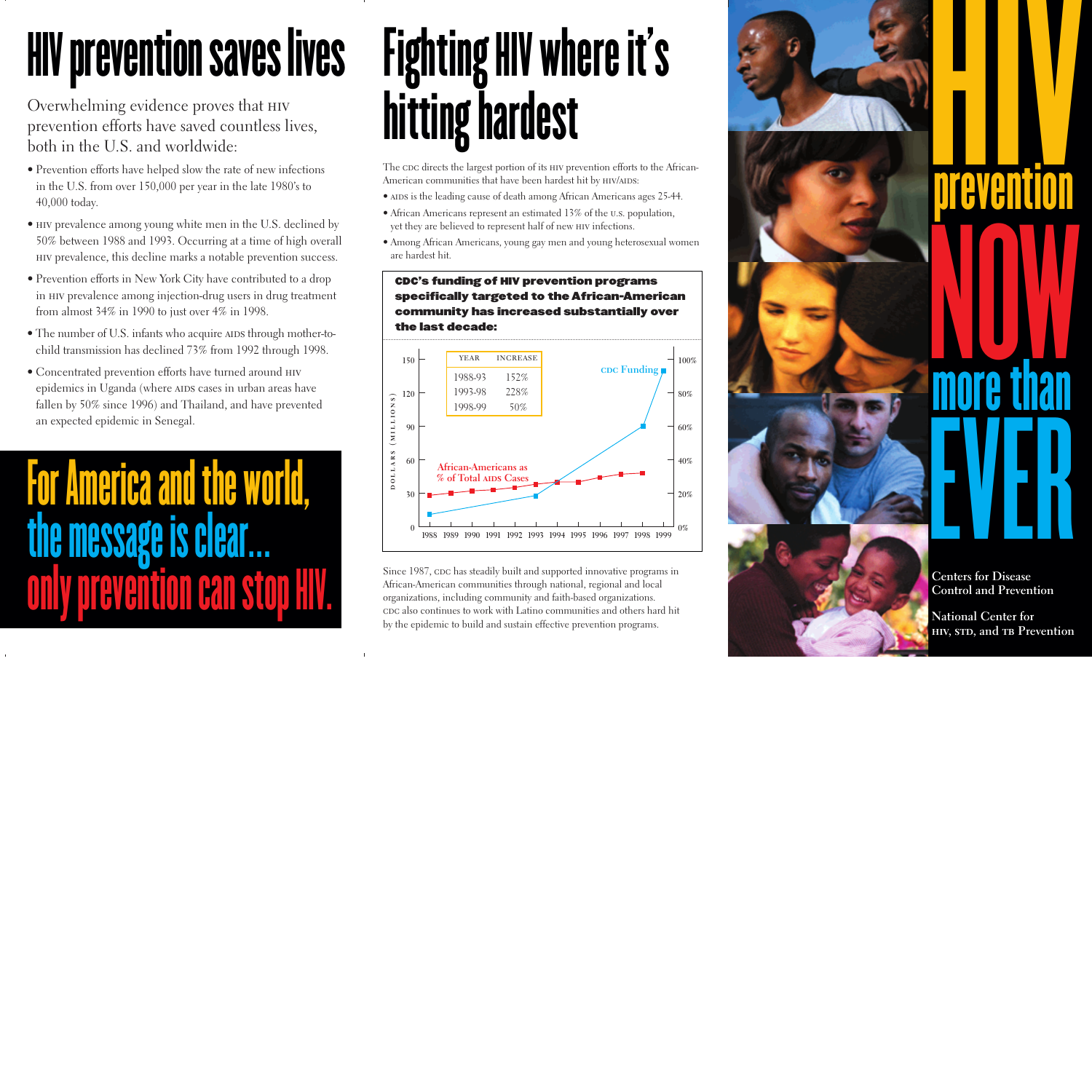# HIV prevention saves lives

Overwhelming evidence proves that HIV prevention efforts have saved countless lives, both in the U.S. and worldwide:

- Prevention efforts have helped slow the rate of new infections in the U.S. from over 150,000 per year in the late 1980's to 40,000 today.
- HIV prevalence among young white men in the U.S. declined by 50% between 1988 and 1993. Occurring at a time of high overall HIV prevalence, this decline marks a notable prevention success.
- Prevention efforts in New York City have contributed to a drop in HIV prevalence among injection-drug users in drug treatment from almost 34% in 1990 to just over 4% in 1998.
- The number of U.S. infants who acquire AIDS through mother-to-child transmission has declined 73% from 1992 through 1998.
- Concentrated prevention efforts have turned around HIV epidemics in Uganda (where AIDS cases in urban areas have fallen by 50% since 1996) and Thailand, and have prevented an expected epidemic in Senegal.

**For America and the world, the message is clear... only prevention can stop HIV.**

# Fighting HIV where it's hitting hardest

The CDC directs the largest portion of its HIV prevention efforts to the African-American communities that have been hardest hit by HIV/AIDS:

- AIDS is the leading cause of death among African Americans ages 25-44.
- African Americans represent an estimated 13% of the U.S. population, yet they are believed to represent half of new HIV infections.
- Among African Americans, young gay men and young heterosexual women are hardest hit.

**CDC's funding of HIV prevention programs specifically targeted to the African-American community has increased substantially over the last decade:**

| YEAR | INCREASE |
|---|---|
| 1988-93 | 152% |
| 1993-98 | 228% |
| 1998-99 | 50% |

Chart: DOLLARS (MILLIONS) (0–150) and percentage (0%–100%) by year, 1988–1999. Series: CDC Funding; African-Americans as % of Total AIDS Cases.

Since 1987, CDC has steadily built and supported innovative programs in African-American communities through national, regional and local organizations, including community and faith-based organizations. CDC also continues to work with Latino communities and others hard hit by the epidemic to build and sustain effective prevention programs.

# HIV prevention NOW more than EVER

Centers for Disease Control and Prevention

National Center for HIV, STD, and TB Prevention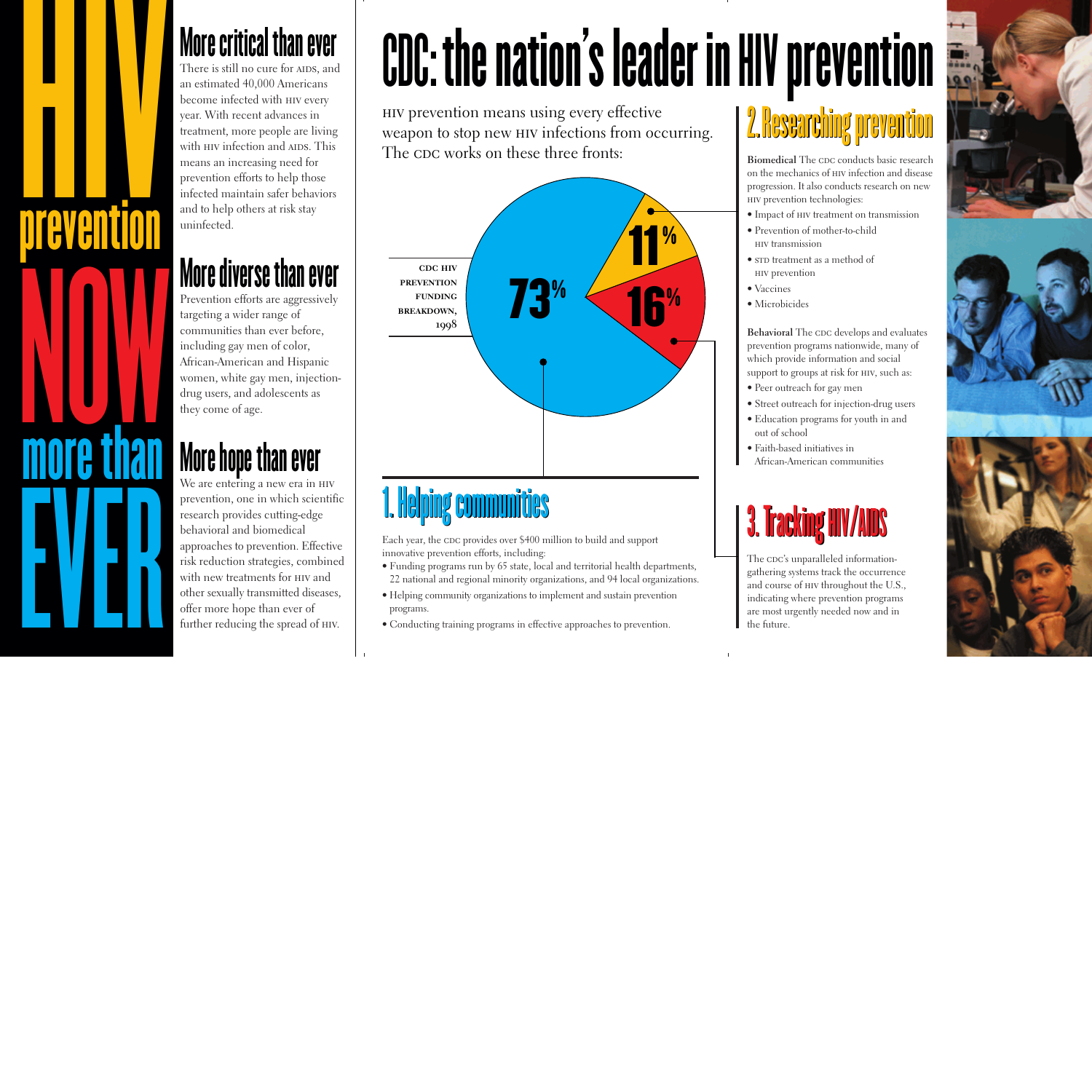# HIV prevention NOW more than EVER

## More critical than ever

There is still no cure for AIDS, and an estimated 40,000 Americans become infected with HIV every year. With recent advances in treatment, more people are living with HIV infection and AIDS. This means an increasing need for prevention efforts to help those infected maintain safer behaviors and to help others at risk stay uninfected.

## More diverse than ever

Prevention efforts are aggressively targeting a wider range of communities than ever before, including gay men of color, African-American and Hispanic women, white gay men, injection-drug users, and adolescents as they come of age.

## More hope than ever

We are entering a new era in HIV prevention, one in which scientific research provides cutting-edge behavioral and biomedical approaches to prevention. Effective risk reduction strategies, combined with new treatments for HIV and other sexually transmitted diseases, offer more hope than ever of further reducing the spread of HIV.

# CDC: the nation's leader in HIV prevention

HIV prevention means using every effective weapon to stop new HIV infections from occurring. The CDC works on these three fronts:

CDC HIV PREVENTION FUNDING BREAKDOWN, 1998

73%

11%

16%

## 1. Helping communities

Each year, the CDC provides over $400 million to build and support innovative prevention efforts, including:

- Funding programs run by 65 state, local and territorial health departments, 22 national and regional minority organizations, and 94 local organizations.
- Helping community organizations to implement and sustain prevention programs.
- Conducting training programs in effective approaches to prevention.

## 2. Researching prevention

**Biomedical** The CDC conducts basic research on the mechanics of HIV infection and disease progression. It also conducts research on new HIV prevention technologies:

- Impact of HIV treatment on transmission
- Prevention of mother-to-child HIV transmission
- STD treatment as a method of HIV prevention
- Vaccines
- Microbicides

**Behavioral** The CDC develops and evaluates prevention programs nationwide, many of which provide information and social support to groups at risk for HIV, such as:

- Peer outreach for gay men
- Street outreach for injection-drug users
- Education programs for youth in and out of school
- Faith-based initiatives in African-American communities

## 3. Tracking HIV/AIDS

The CDC's unparalleled information-gathering systems track the occurrence and course of HIV throughout the U.S., indicating where prevention programs are most urgently needed now and in the future.